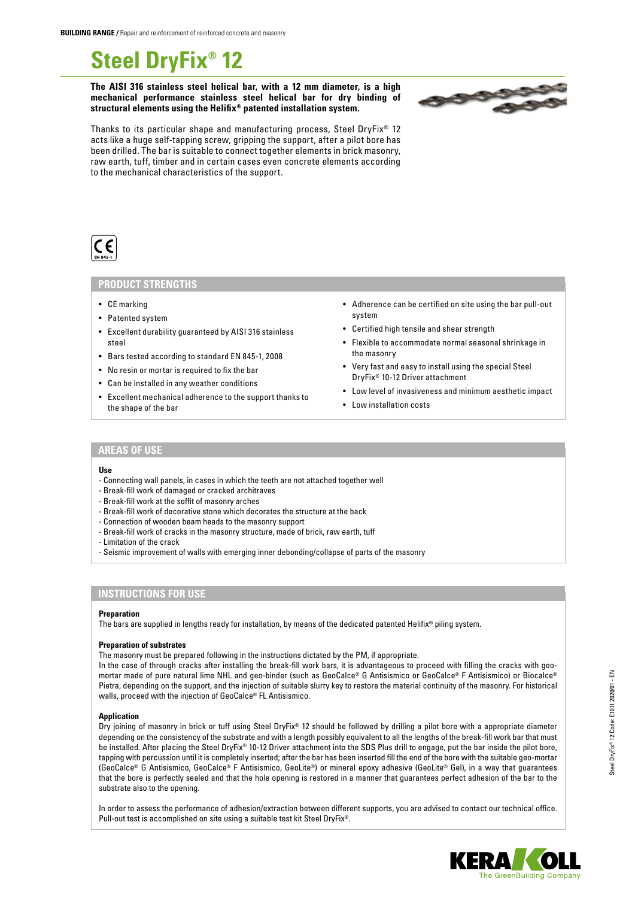**BUILDING RANGE /** Repair and reinforcement of reinforced concrete and masonry

# Steel DryFix® 12

**The AISI 316 stainless steel helical bar, with a 12 mm diameter, is a high mechanical performance stainless steel helical bar for dry binding of structural elements using the Helifix® patented installation system.**

Thanks to its particular shape and manufacturing process, Steel DryFix® 12 acts like a huge self-tapping screw, gripping the support, after a pilot bore has been drilled. The bar is suitable to connect together elements in brick masonry, raw earth, tuff, timber and in certain cases even concrete elements according to the mechanical characteristics of the support.

CE EN 845-1

## PRODUCT STRENGTHS

- CE marking
- Patented system
- Excellent durability guaranteed by AISI 316 stainless steel
- Bars tested according to standard EN 845-1, 2008
- No resin or mortar is required to fix the bar
- Can be installed in any weather conditions
- Excellent mechanical adherence to the support thanks to the shape of the bar
- Adherence can be certified on site using the bar pull-out system
- Certified high tensile and shear strength
- Flexible to accommodate normal seasonal shrinkage in the masonry
- Very fast and easy to install using the special Steel DryFix® 10-12 Driver attachment
- Low level of invasiveness and minimum aesthetic impact
- Low installation costs

## AREAS OF USE

**Use**

- Connecting wall panels, in cases in which the teeth are not attached together well
- Break-fill work of damaged or cracked architraves
- Break-fill work at the soffit of masonry arches
- Break-fill work of decorative stone which decorates the structure at the back
- Connection of wooden beam heads to the masonry support
- Break-fill work of cracks in the masonry structure, made of brick, raw earth, tuff
- Limitation of the crack
- Seismic improvement of walls with emerging inner debonding/collapse of parts of the masonry

## INSTRUCTIONS FOR USE

**Preparation**

The bars are supplied in lengths ready for installation, by means of the dedicated patented Helifix® piling system.

**Preparation of substrates**

The masonry must be prepared following in the instructions dictated by the PM, if appropriate.

In the case of through cracks after installing the break-fill work bars, it is advantageous to proceed with filling the cracks with geo-mortar made of pure natural lime NHL and geo-binder (such as GeoCalce® G Antisismico or GeoCalce® F Antisismico) or Biocalce® Pietra, depending on the support, and the injection of suitable slurry key to restore the material continuity of the masonry. For historical walls, proceed with the injection of GeoCalce® FL Antisismico.

**Application**

Dry joining of masonry in brick or tuff using Steel DryFix® 12 should be followed by drilling a pilot bore with a appropriate diameter depending on the consistency of the substrate and with a length possibly equivalent to all the lengths of the break-fill work bar that must be installed. After placing the Steel DryFix® 10-12 Driver attachment into the SDS Plus drill to engage, put the bar inside the pilot bore, tapping with percussion until it is completely inserted; after the bar has been inserted fill the end of the bore with the suitable geo-mortar (GeoCalce® G Antisismico, GeoCalce® F Antisismico, GeoLite®) or mineral epoxy adhesive (GeoLite® Gel), in a way that guarantees that the bore is perfectly sealed and that the hole opening is restored in a manner that guarantees perfect adhesion of the bar to the substrate also to the opening.

In order to assess the performance of adhesion/extraction between different supports, you are advised to contact our technical office. Pull-out test is accomplished on site using a suitable test kit Steel DryFix®.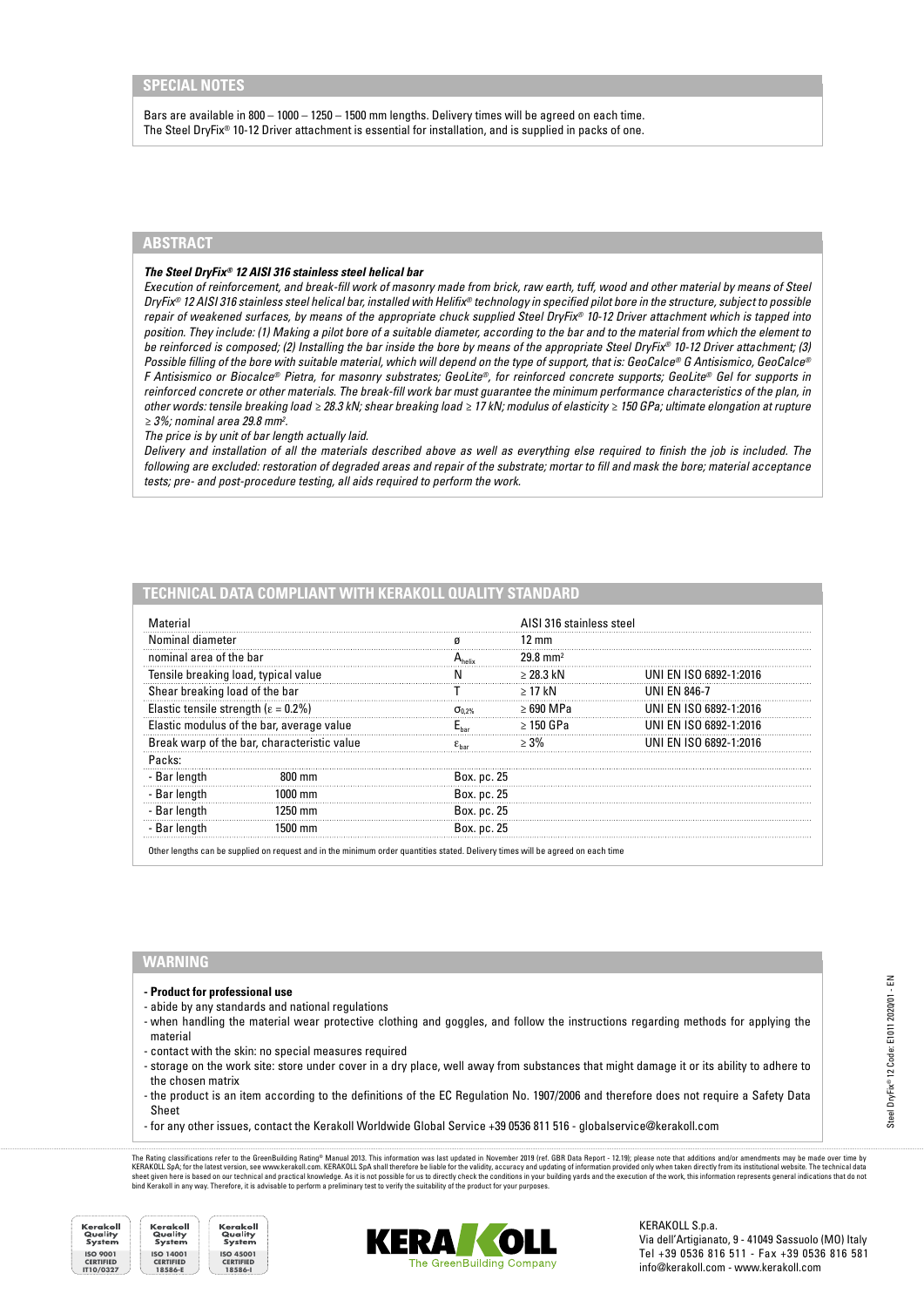## SPECIAL NOTES

Bars are available in 800 – 1000 – 1250 – 1500 mm lengths. Delivery times will be agreed on each time.
The Steel DryFix® 10-12 Driver attachment is essential for installation, and is supplied in packs of one.

## ABSTRACT

***The Steel DryFix® 12 AISI 316 stainless steel helical bar***

*Execution of reinforcement, and break-fill work of masonry made from brick, raw earth, tuff, wood and other material by means of Steel DryFix® 12 AISI 316 stainless steel helical bar, installed with Helifix® technology in specified pilot bore in the structure, subject to possible repair of weakened surfaces, by means of the appropriate chuck supplied Steel DryFix® 10-12 Driver attachment which is tapped into position. They include: (1) Making a pilot bore of a suitable diameter, according to the bar and to the material from which the element to be reinforced is composed; (2) Installing the bar inside the bore by means of the appropriate Steel DryFix® 10-12 Driver attachment; (3) Possible filling of the bore with suitable material, which will depend on the type of support, that is: GeoCalce® G Antisismico, GeoCalce® F Antisismico or Biocalce® Pietra, for masonry substrates; GeoLite®, for reinforced concrete supports; GeoLite® Gel for supports in reinforced concrete or other materials. The break-fill work bar must guarantee the minimum performance characteristics of the plan, in other words: tensile breaking load ≥ 28.3 kN; shear breaking load ≥ 17 kN; modulus of elasticity ≥ 150 GPa; ultimate elongation at rupture ≥ 3%; nominal area 29.8 mm².*

*The price is by unit of bar length actually laid.*

*Delivery and installation of all the materials described above as well as everything else required to finish the job is included. The following are excluded: restoration of degraded areas and repair of the substrate; mortar to fill and mask the bore; material acceptance tests; pre- and post-procedure testing, all aids required to perform the work.*

## TECHNICAL DATA COMPLIANT WITH KERAKOLL QUALITY STANDARD

| | | | | |
|---|---|---|---|---|
| Material | | | AISI 316 stainless steel | |
| Nominal diameter | | ø | 12 mm | |
| nominal area of the bar | | $A_{helix}$ | 29.8 mm² | |
| Tensile breaking load, typical value | | N | ≥ 28.3 kN | UNI EN ISO 6892-1:2016 |
| Shear breaking load of the bar | | T | ≥ 17 kN | UNI EN 846-7 |
| Elastic tensile strength (ε = 0.2%) | | $\sigma_{0,2\%}$ | ≥ 690 MPa | UNI EN ISO 6892-1:2016 |
| Elastic modulus of the bar, average value | | $E_{bar}$ | ≥ 150 GPa | UNI EN ISO 6892-1:2016 |
| Break warp of the bar, characteristic value | | $\varepsilon_{bar}$ | ≥ 3% | UNI EN ISO 6892-1:2016 |
| Packs: | | | | |
| - Bar length | 800 mm | Box. pc. 25 | | |
| - Bar length | 1000 mm | Box. pc. 25 | | |
| - Bar length | 1250 mm | Box. pc. 25 | | |
| - Bar length | 1500 mm | Box. pc. 25 | | |

Other lengths can be supplied on request and in the minimum order quantities stated. Delivery times will be agreed on each time

## WARNING

- **Product for professional use**
- abide by any standards and national regulations
- when handling the material wear protective clothing and goggles, and follow the instructions regarding methods for applying the material
- contact with the skin: no special measures required
- storage on the work site: store under cover in a dry place, well away from substances that might damage it or its ability to adhere to the chosen matrix
- the product is an item according to the definitions of the EC Regulation No. 1907/2006 and therefore does not require a Safety Data Sheet
- for any other issues, contact the Kerakoll Worldwide Global Service +39 0536 811 516 - globalservice@kerakoll.com

The Rating classifications refer to the GreenBuilding Rating® Manual 2013. This information was last updated in November 2019 (ref. GBR Data Report - 12.19); please note that additions and/or amendments may be made over time by KERAKOLL SpA; for the latest version, see www.kerakoll.com. KERAKOLL SpA shall therefore be liable for the validity, accuracy and updating of information provided only when taken directly from its institutional website. The technical data sheet given here is based on our technical and practical knowledge. As it is not possible for us to directly check the conditions in your building yards and the execution of the work, this information represents general indications that do not bind Kerakoll in any way. Therefore, it is advisable to perform a preliminary test to verify the suitability of the product for your purposes.

Kerakoll Quality System ISO 9001 CERTIFIED IT10/0327 — Kerakoll Quality System ISO 14001 CERTIFIED 18586-E — Kerakoll Quality System ISO 45001 CERTIFIED 18586-I

KERAKOLL The GreenBuilding Company

KERAKOLL S.p.a.
Via dell'Artigianato, 9 - 41049 Sassuolo (MO) Italy
Tel +39 0536 816 511 - Fax +39 0536 816 581
info@kerakoll.com - www.kerakoll.com

Steel DryFix® 12 Code: E1011 2020/01 - EN